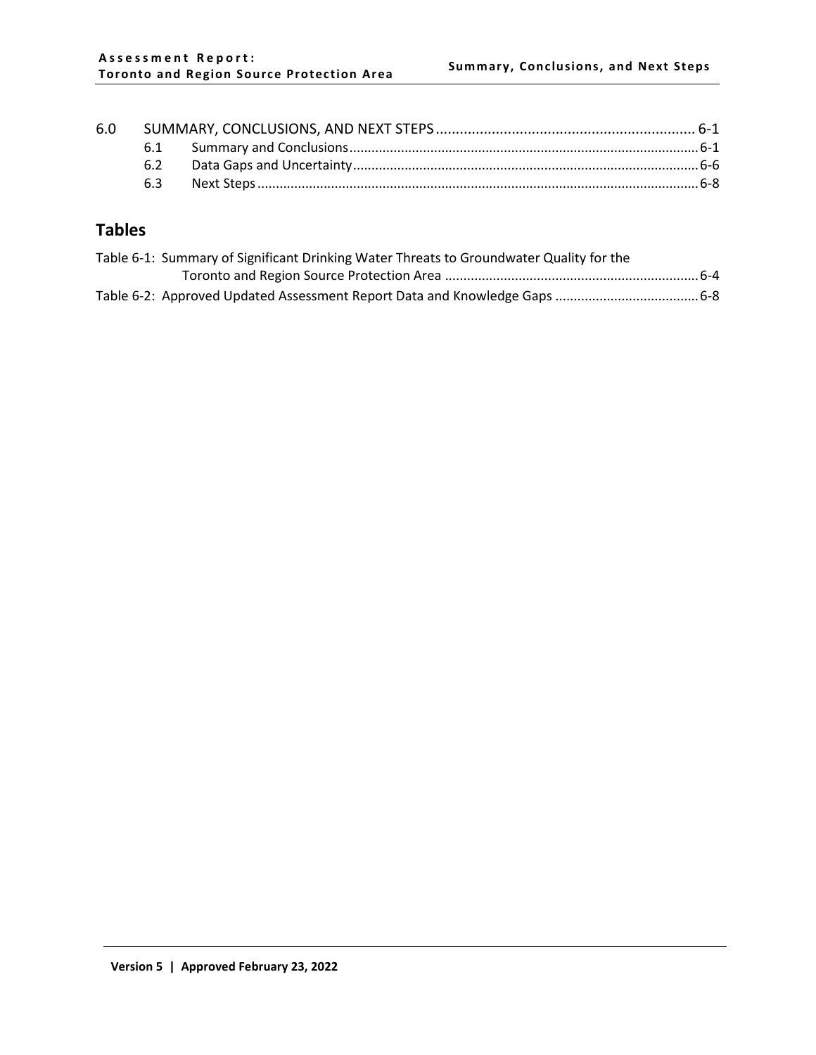| | | |
|---|---|---|
| 6.0 | SUMMARY, CONCLUSIONS, AND NEXT STEPS | 6-1 |
| 6.1 | Summary and Conclusions | 6-1 |
| 6.2 | Data Gaps and Uncertainty | 6-6 |
| 6.3 | Next Steps | 6-8 |

## Tables

| | |
|---|---|
| Table 6-1: Summary of Significant Drinking Water Threats to Groundwater Quality for the Toronto and Region Source Protection Area | 6-4 |
| Table 6-2: Approved Updated Assessment Report Data and Knowledge Gaps | 6-8 |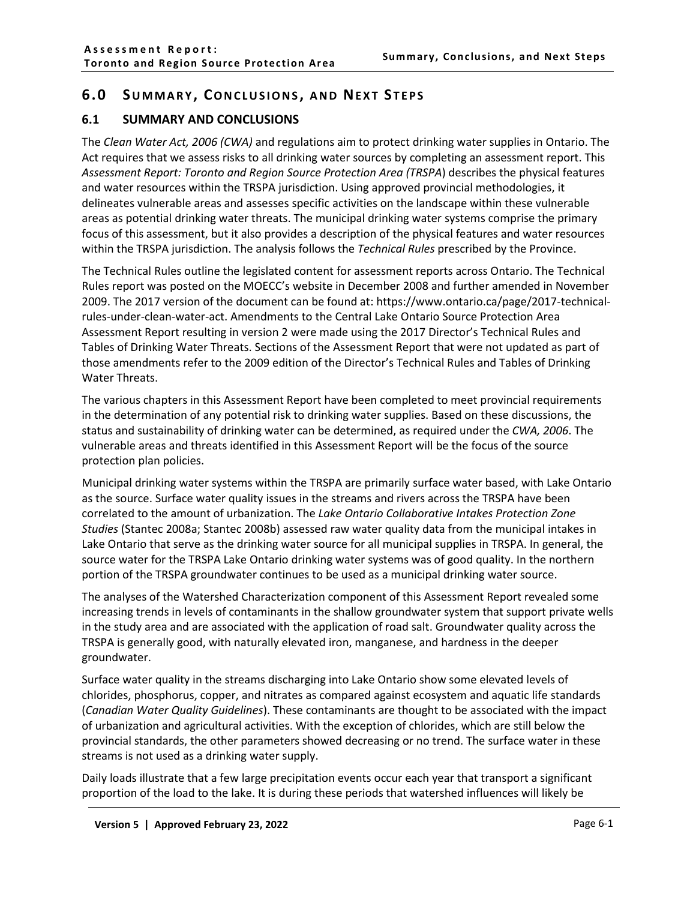## 6.0 SUMMARY, CONCLUSIONS, AND NEXT STEPS

### 6.1 SUMMARY AND CONCLUSIONS

The *Clean Water Act, 2006 (CWA)* and regulations aim to protect drinking water supplies in Ontario. The Act requires that we assess risks to all drinking water sources by completing an assessment report. This *Assessment Report: Toronto and Region Source Protection Area (TRSPA*) describes the physical features and water resources within the TRSPA jurisdiction. Using approved provincial methodologies, it delineates vulnerable areas and assesses specific activities on the landscape within these vulnerable areas as potential drinking water threats. The municipal drinking water systems comprise the primary focus of this assessment, but it also provides a description of the physical features and water resources within the TRSPA jurisdiction. The analysis follows the *Technical Rules* prescribed by the Province.

The Technical Rules outline the legislated content for assessment reports across Ontario. The Technical Rules report was posted on the MOECC's website in December 2008 and further amended in November 2009. The 2017 version of the document can be found at: https://www.ontario.ca/page/2017-technical-rules-under-clean-water-act. Amendments to the Central Lake Ontario Source Protection Area Assessment Report resulting in version 2 were made using the 2017 Director's Technical Rules and Tables of Drinking Water Threats. Sections of the Assessment Report that were not updated as part of those amendments refer to the 2009 edition of the Director's Technical Rules and Tables of Drinking Water Threats.

The various chapters in this Assessment Report have been completed to meet provincial requirements in the determination of any potential risk to drinking water supplies. Based on these discussions, the status and sustainability of drinking water can be determined, as required under the *CWA, 2006*. The vulnerable areas and threats identified in this Assessment Report will be the focus of the source protection plan policies.

Municipal drinking water systems within the TRSPA are primarily surface water based, with Lake Ontario as the source. Surface water quality issues in the streams and rivers across the TRSPA have been correlated to the amount of urbanization. The *Lake Ontario Collaborative Intakes Protection Zone Studies* (Stantec 2008a; Stantec 2008b) assessed raw water quality data from the municipal intakes in Lake Ontario that serve as the drinking water source for all municipal supplies in TRSPA. In general, the source water for the TRSPA Lake Ontario drinking water systems was of good quality. In the northern portion of the TRSPA groundwater continues to be used as a municipal drinking water source.

The analyses of the Watershed Characterization component of this Assessment Report revealed some increasing trends in levels of contaminants in the shallow groundwater system that support private wells in the study area and are associated with the application of road salt. Groundwater quality across the TRSPA is generally good, with naturally elevated iron, manganese, and hardness in the deeper groundwater.

Surface water quality in the streams discharging into Lake Ontario show some elevated levels of chlorides, phosphorus, copper, and nitrates as compared against ecosystem and aquatic life standards (*Canadian Water Quality Guidelines*). These contaminants are thought to be associated with the impact of urbanization and agricultural activities. With the exception of chlorides, which are still below the provincial standards, the other parameters showed decreasing or no trend. The surface water in these streams is not used as a drinking water supply.

Daily loads illustrate that a few large precipitation events occur each year that transport a significant proportion of the load to the lake. It is during these periods that watershed influences will likely be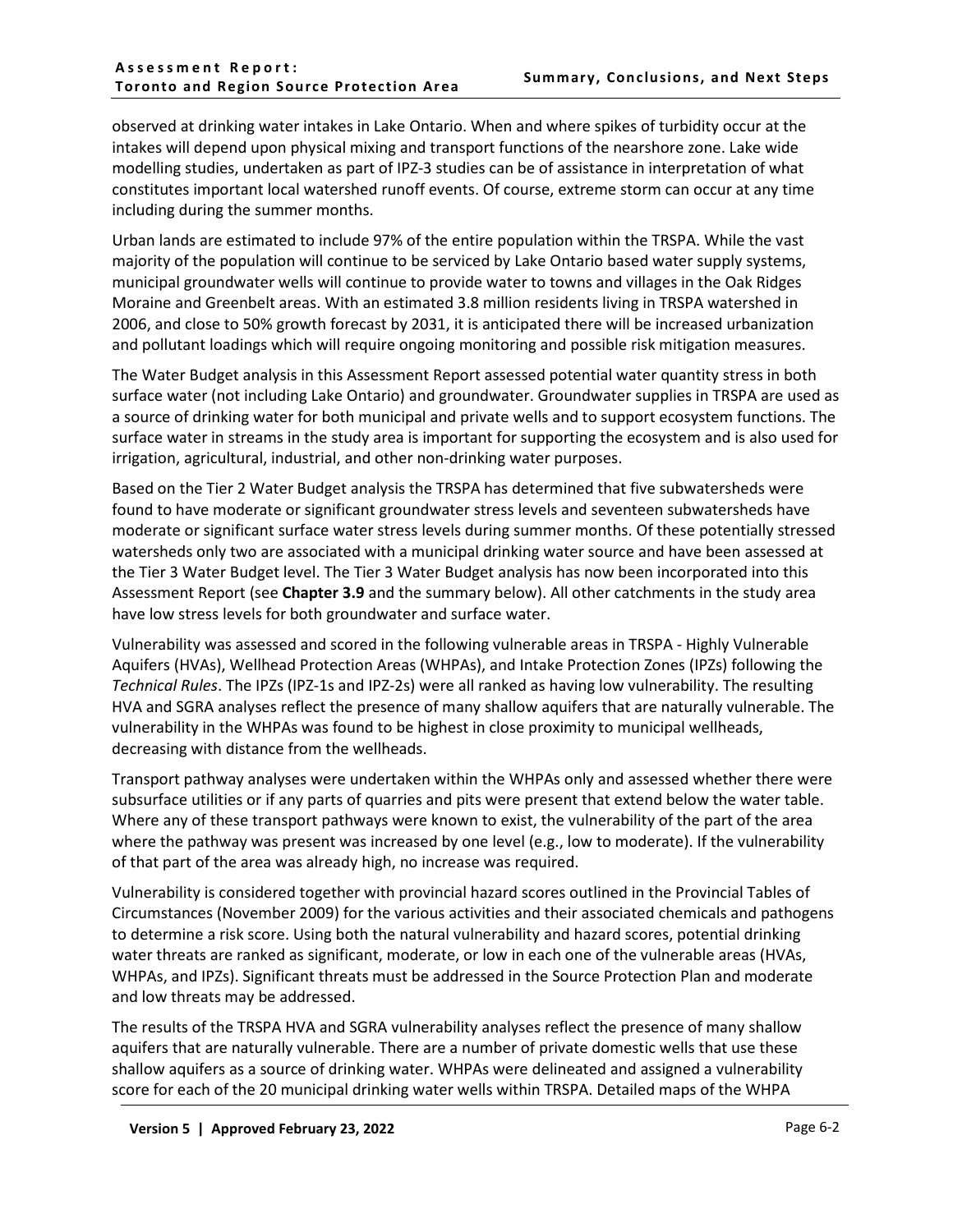observed at drinking water intakes in Lake Ontario. When and where spikes of turbidity occur at the intakes will depend upon physical mixing and transport functions of the nearshore zone. Lake wide modelling studies, undertaken as part of IPZ-3 studies can be of assistance in interpretation of what constitutes important local watershed runoff events. Of course, extreme storm can occur at any time including during the summer months.

Urban lands are estimated to include 97% of the entire population within the TRSPA. While the vast majority of the population will continue to be serviced by Lake Ontario based water supply systems, municipal groundwater wells will continue to provide water to towns and villages in the Oak Ridges Moraine and Greenbelt areas. With an estimated 3.8 million residents living in TRSPA watershed in 2006, and close to 50% growth forecast by 2031, it is anticipated there will be increased urbanization and pollutant loadings which will require ongoing monitoring and possible risk mitigation measures.

The Water Budget analysis in this Assessment Report assessed potential water quantity stress in both surface water (not including Lake Ontario) and groundwater. Groundwater supplies in TRSPA are used as a source of drinking water for both municipal and private wells and to support ecosystem functions. The surface water in streams in the study area is important for supporting the ecosystem and is also used for irrigation, agricultural, industrial, and other non-drinking water purposes.

Based on the Tier 2 Water Budget analysis the TRSPA has determined that five subwatersheds were found to have moderate or significant groundwater stress levels and seventeen subwatersheds have moderate or significant surface water stress levels during summer months. Of these potentially stressed watersheds only two are associated with a municipal drinking water source and have been assessed at the Tier 3 Water Budget level. The Tier 3 Water Budget analysis has now been incorporated into this Assessment Report (see **Chapter 3.9** and the summary below). All other catchments in the study area have low stress levels for both groundwater and surface water.

Vulnerability was assessed and scored in the following vulnerable areas in TRSPA - Highly Vulnerable Aquifers (HVAs), Wellhead Protection Areas (WHPAs), and Intake Protection Zones (IPZs) following the *Technical Rules*. The IPZs (IPZ-1s and IPZ-2s) were all ranked as having low vulnerability. The resulting HVA and SGRA analyses reflect the presence of many shallow aquifers that are naturally vulnerable. The vulnerability in the WHPAs was found to be highest in close proximity to municipal wellheads, decreasing with distance from the wellheads.

Transport pathway analyses were undertaken within the WHPAs only and assessed whether there were subsurface utilities or if any parts of quarries and pits were present that extend below the water table. Where any of these transport pathways were known to exist, the vulnerability of the part of the area where the pathway was present was increased by one level (e.g., low to moderate). If the vulnerability of that part of the area was already high, no increase was required.

Vulnerability is considered together with provincial hazard scores outlined in the Provincial Tables of Circumstances (November 2009) for the various activities and their associated chemicals and pathogens to determine a risk score. Using both the natural vulnerability and hazard scores, potential drinking water threats are ranked as significant, moderate, or low in each one of the vulnerable areas (HVAs, WHPAs, and IPZs). Significant threats must be addressed in the Source Protection Plan and moderate and low threats may be addressed.

The results of the TRSPA HVA and SGRA vulnerability analyses reflect the presence of many shallow aquifers that are naturally vulnerable. There are a number of private domestic wells that use these shallow aquifers as a source of drinking water. WHPAs were delineated and assigned a vulnerability score for each of the 20 municipal drinking water wells within TRSPA. Detailed maps of the WHPA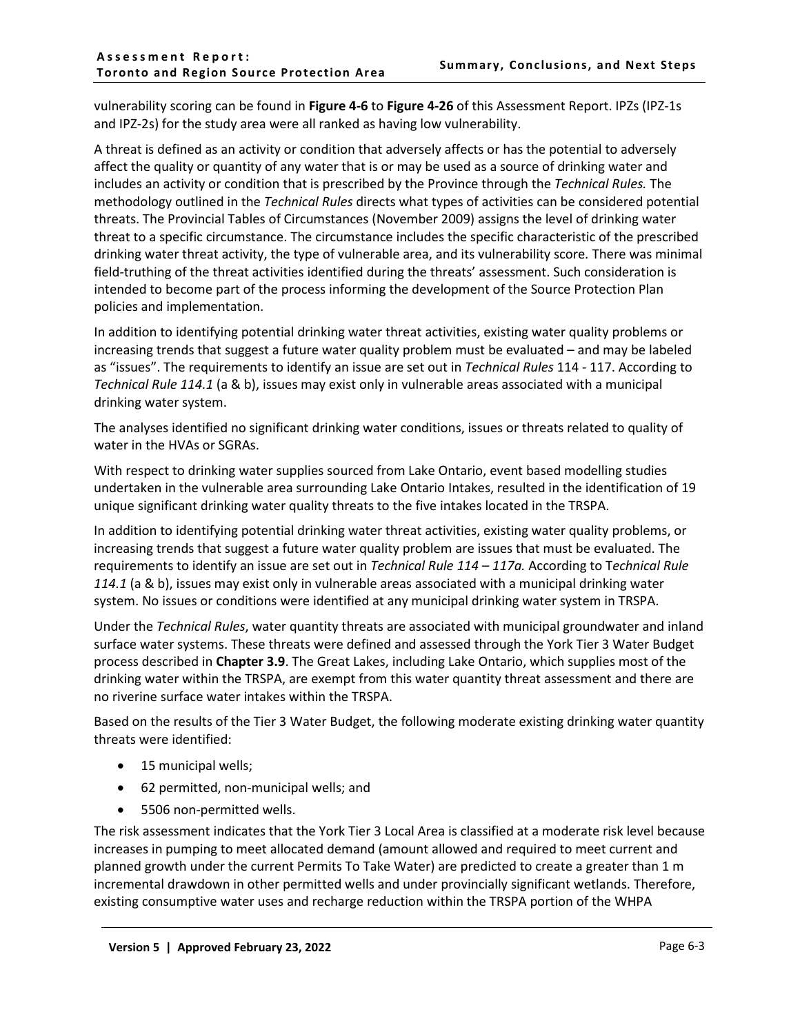vulnerability scoring can be found in **Figure 4-6** to **Figure 4-26** of this Assessment Report. IPZs (IPZ-1s and IPZ-2s) for the study area were all ranked as having low vulnerability.

A threat is defined as an activity or condition that adversely affects or has the potential to adversely affect the quality or quantity of any water that is or may be used as a source of drinking water and includes an activity or condition that is prescribed by the Province through the *Technical Rules.* The methodology outlined in the *Technical Rules* directs what types of activities can be considered potential threats. The Provincial Tables of Circumstances (November 2009) assigns the level of drinking water threat to a specific circumstance. The circumstance includes the specific characteristic of the prescribed drinking water threat activity, the type of vulnerable area, and its vulnerability score. There was minimal field-truthing of the threat activities identified during the threats' assessment. Such consideration is intended to become part of the process informing the development of the Source Protection Plan policies and implementation.

In addition to identifying potential drinking water threat activities, existing water quality problems or increasing trends that suggest a future water quality problem must be evaluated – and may be labeled as "issues". The requirements to identify an issue are set out in *Technical Rules* 114 - 117. According to *Technical Rule 114.1* (a & b), issues may exist only in vulnerable areas associated with a municipal drinking water system.

The analyses identified no significant drinking water conditions, issues or threats related to quality of water in the HVAs or SGRAs.

With respect to drinking water supplies sourced from Lake Ontario, event based modelling studies undertaken in the vulnerable area surrounding Lake Ontario Intakes, resulted in the identification of 19 unique significant drinking water quality threats to the five intakes located in the TRSPA.

In addition to identifying potential drinking water threat activities, existing water quality problems, or increasing trends that suggest a future water quality problem are issues that must be evaluated. The requirements to identify an issue are set out in *Technical Rule 114 – 117a.* According to T*echnical Rule 114.1* (a & b), issues may exist only in vulnerable areas associated with a municipal drinking water system. No issues or conditions were identified at any municipal drinking water system in TRSPA.

Under the *Technical Rules*, water quantity threats are associated with municipal groundwater and inland surface water systems. These threats were defined and assessed through the York Tier 3 Water Budget process described in **Chapter 3.9**. The Great Lakes, including Lake Ontario, which supplies most of the drinking water within the TRSPA, are exempt from this water quantity threat assessment and there are no riverine surface water intakes within the TRSPA.

Based on the results of the Tier 3 Water Budget, the following moderate existing drinking water quantity threats were identified:

- 15 municipal wells;
- 62 permitted, non-municipal wells; and
- 5506 non-permitted wells.

The risk assessment indicates that the York Tier 3 Local Area is classified at a moderate risk level because increases in pumping to meet allocated demand (amount allowed and required to meet current and planned growth under the current Permits To Take Water) are predicted to create a greater than 1 m incremental drawdown in other permitted wells and under provincially significant wetlands. Therefore, existing consumptive water uses and recharge reduction within the TRSPA portion of the WHPA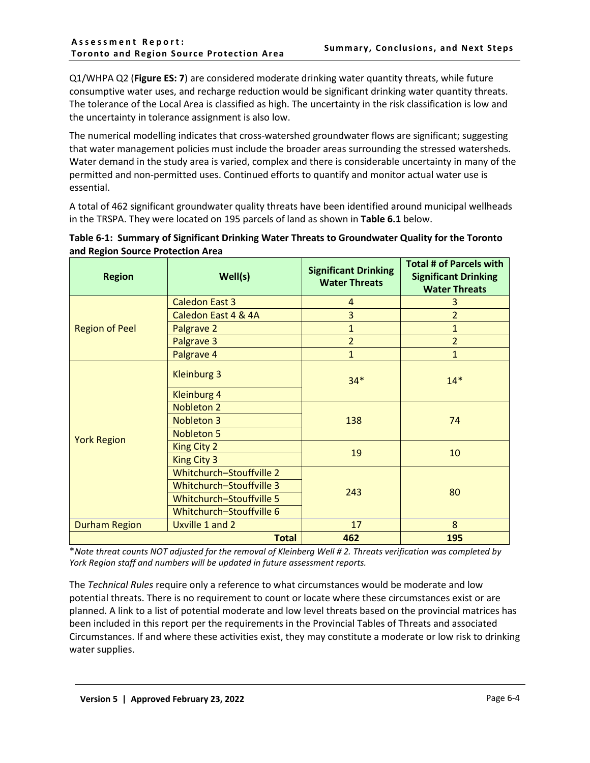Q1/WHPA Q2 (**Figure ES: 7**) are considered moderate drinking water quantity threats, while future consumptive water uses, and recharge reduction would be significant drinking water quantity threats. The tolerance of the Local Area is classified as high. The uncertainty in the risk classification is low and the uncertainty in tolerance assignment is also low.

The numerical modelling indicates that cross-watershed groundwater flows are significant; suggesting that water management policies must include the broader areas surrounding the stressed watersheds. Water demand in the study area is varied, complex and there is considerable uncertainty in many of the permitted and non-permitted uses. Continued efforts to quantify and monitor actual water use is essential.

A total of 462 significant groundwater quality threats have been identified around municipal wellheads in the TRSPA. They were located on 195 parcels of land as shown in **Table 6.1** below.

**Table 6-1: Summary of Significant Drinking Water Threats to Groundwater Quality for the Toronto and Region Source Protection Area**

| Region | Well(s) | Significant Drinking Water Threats | Total # of Parcels with Significant Drinking Water Threats |
|---|---|---|---|
| Region of Peel | Caledon East 3 | 4 | 3 |
| | Caledon East 4 & 4A | 3 | 2 |
| | Palgrave 2 | 1 | 1 |
| | Palgrave 3 | 2 | 2 |
| | Palgrave 4 | 1 | 1 |
| York Region | Kleinburg 3<br>Kleinburg 4 | 34* | 14* |
| | Nobleton 2<br>Nobleton 3<br>Nobleton 5 | 138 | 74 |
| | King City 2<br>King City 3 | 19 | 10 |
| | Whitchurch–Stouffville 2<br>Whitchurch–Stouffville 3<br>Whitchurch–Stouffville 5<br>Whitchurch–Stouffville 6 | 243 | 80 |
| Durham Region | Uxville 1 and 2 | 17 | 8 |
| | **Total** | **462** | **195** |

**Note threat counts NOT adjusted for the removal of Kleinberg Well # 2. Threats verification was completed by York Region staff and numbers will be updated in future assessment reports.*

The *Technical Rules* require only a reference to what circumstances would be moderate and low potential threats. There is no requirement to count or locate where these circumstances exist or are planned. A link to a list of potential moderate and low level threats based on the provincial matrices has been included in this report per the requirements in the Provincial Tables of Threats and associated Circumstances. If and where these activities exist, they may constitute a moderate or low risk to drinking water supplies.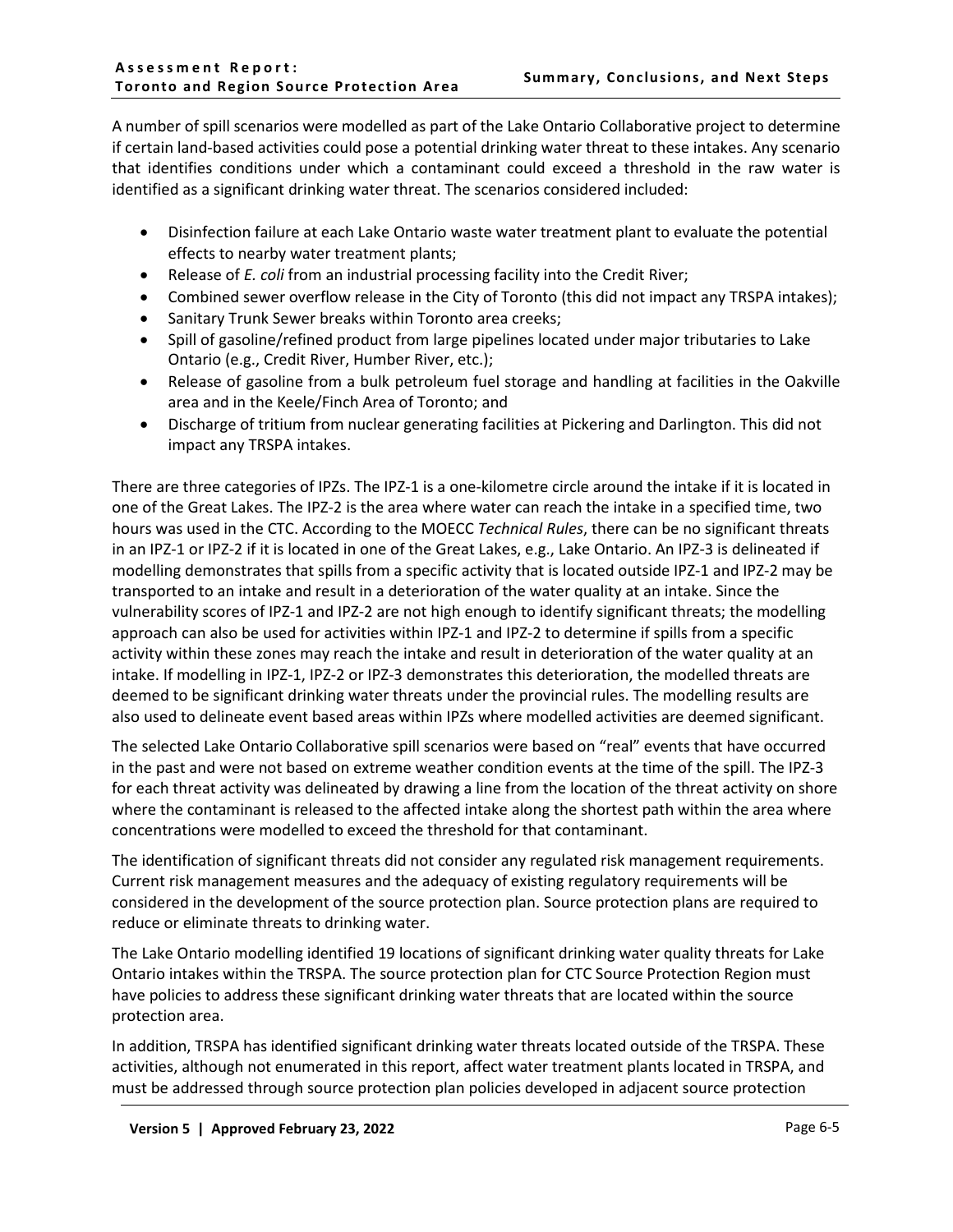A number of spill scenarios were modelled as part of the Lake Ontario Collaborative project to determine if certain land-based activities could pose a potential drinking water threat to these intakes. Any scenario that identifies conditions under which a contaminant could exceed a threshold in the raw water is identified as a significant drinking water threat. The scenarios considered included:

- Disinfection failure at each Lake Ontario waste water treatment plant to evaluate the potential effects to nearby water treatment plants;
- Release of *E. coli* from an industrial processing facility into the Credit River;
- Combined sewer overflow release in the City of Toronto (this did not impact any TRSPA intakes);
- Sanitary Trunk Sewer breaks within Toronto area creeks;
- Spill of gasoline/refined product from large pipelines located under major tributaries to Lake Ontario (e.g., Credit River, Humber River, etc.);
- Release of gasoline from a bulk petroleum fuel storage and handling at facilities in the Oakville area and in the Keele/Finch Area of Toronto; and
- Discharge of tritium from nuclear generating facilities at Pickering and Darlington. This did not impact any TRSPA intakes.

There are three categories of IPZs. The IPZ-1 is a one-kilometre circle around the intake if it is located in one of the Great Lakes. The IPZ-2 is the area where water can reach the intake in a specified time, two hours was used in the CTC. According to the MOECC *Technical Rules*, there can be no significant threats in an IPZ-1 or IPZ-2 if it is located in one of the Great Lakes, e.g., Lake Ontario. An IPZ-3 is delineated if modelling demonstrates that spills from a specific activity that is located outside IPZ-1 and IPZ-2 may be transported to an intake and result in a deterioration of the water quality at an intake. Since the vulnerability scores of IPZ-1 and IPZ-2 are not high enough to identify significant threats; the modelling approach can also be used for activities within IPZ-1 and IPZ-2 to determine if spills from a specific activity within these zones may reach the intake and result in deterioration of the water quality at an intake. If modelling in IPZ-1, IPZ-2 or IPZ-3 demonstrates this deterioration, the modelled threats are deemed to be significant drinking water threats under the provincial rules. The modelling results are also used to delineate event based areas within IPZs where modelled activities are deemed significant.

The selected Lake Ontario Collaborative spill scenarios were based on "real" events that have occurred in the past and were not based on extreme weather condition events at the time of the spill. The IPZ-3 for each threat activity was delineated by drawing a line from the location of the threat activity on shore where the contaminant is released to the affected intake along the shortest path within the area where concentrations were modelled to exceed the threshold for that contaminant.

The identification of significant threats did not consider any regulated risk management requirements. Current risk management measures and the adequacy of existing regulatory requirements will be considered in the development of the source protection plan. Source protection plans are required to reduce or eliminate threats to drinking water.

The Lake Ontario modelling identified 19 locations of significant drinking water quality threats for Lake Ontario intakes within the TRSPA. The source protection plan for CTC Source Protection Region must have policies to address these significant drinking water threats that are located within the source protection area.

In addition, TRSPA has identified significant drinking water threats located outside of the TRSPA. These activities, although not enumerated in this report, affect water treatment plants located in TRSPA, and must be addressed through source protection plan policies developed in adjacent source protection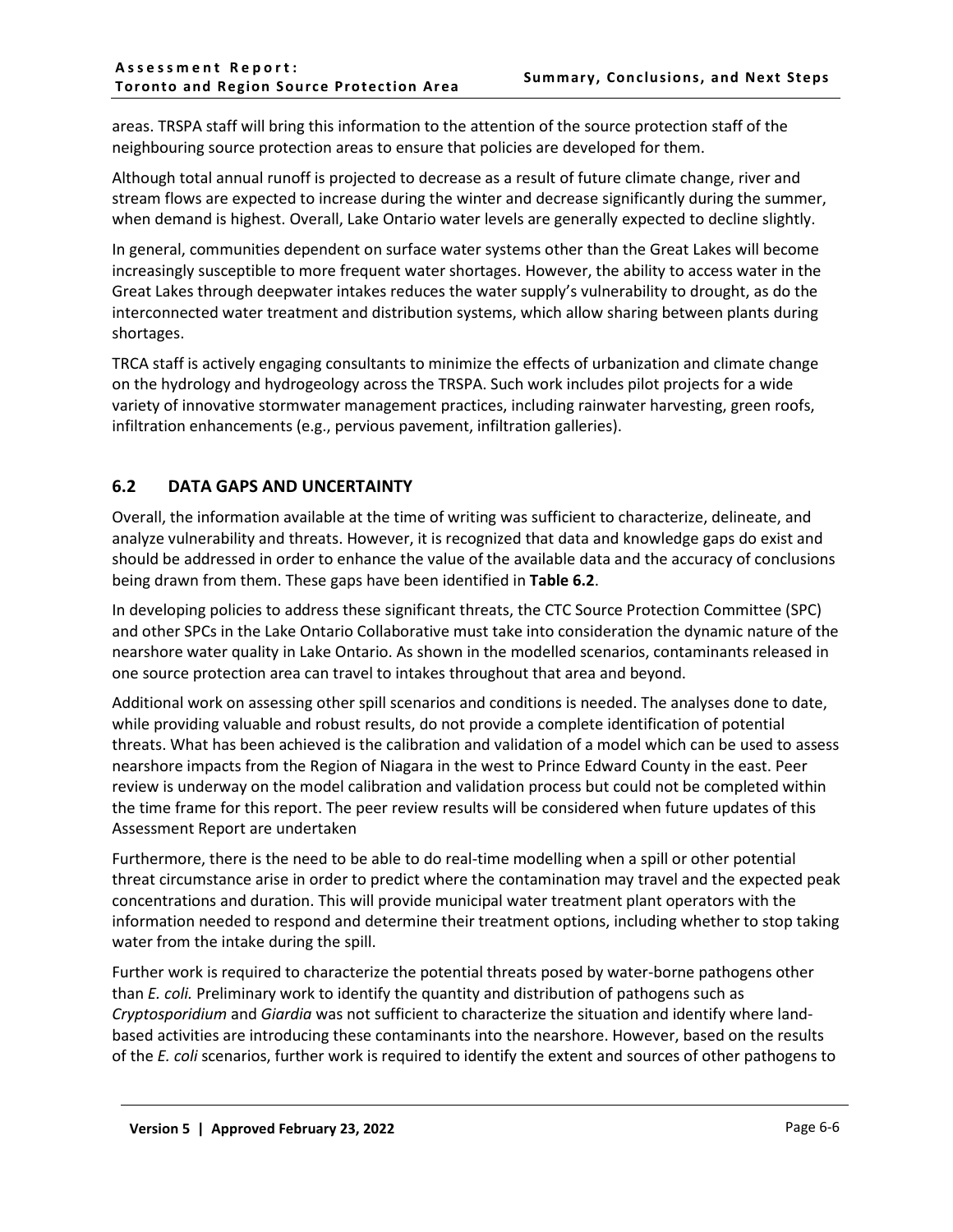areas. TRSPA staff will bring this information to the attention of the source protection staff of the neighbouring source protection areas to ensure that policies are developed for them.

Although total annual runoff is projected to decrease as a result of future climate change, river and stream flows are expected to increase during the winter and decrease significantly during the summer, when demand is highest. Overall, Lake Ontario water levels are generally expected to decline slightly.

In general, communities dependent on surface water systems other than the Great Lakes will become increasingly susceptible to more frequent water shortages. However, the ability to access water in the Great Lakes through deepwater intakes reduces the water supply's vulnerability to drought, as do the interconnected water treatment and distribution systems, which allow sharing between plants during shortages.

TRCA staff is actively engaging consultants to minimize the effects of urbanization and climate change on the hydrology and hydrogeology across the TRSPA. Such work includes pilot projects for a wide variety of innovative stormwater management practices, including rainwater harvesting, green roofs, infiltration enhancements (e.g., pervious pavement, infiltration galleries).

## 6.2 DATA GAPS AND UNCERTAINTY

Overall, the information available at the time of writing was sufficient to characterize, delineate, and analyze vulnerability and threats. However, it is recognized that data and knowledge gaps do exist and should be addressed in order to enhance the value of the available data and the accuracy of conclusions being drawn from them. These gaps have been identified in **Table 6.2**.

In developing policies to address these significant threats, the CTC Source Protection Committee (SPC) and other SPCs in the Lake Ontario Collaborative must take into consideration the dynamic nature of the nearshore water quality in Lake Ontario. As shown in the modelled scenarios, contaminants released in one source protection area can travel to intakes throughout that area and beyond.

Additional work on assessing other spill scenarios and conditions is needed. The analyses done to date, while providing valuable and robust results, do not provide a complete identification of potential threats. What has been achieved is the calibration and validation of a model which can be used to assess nearshore impacts from the Region of Niagara in the west to Prince Edward County in the east. Peer review is underway on the model calibration and validation process but could not be completed within the time frame for this report. The peer review results will be considered when future updates of this Assessment Report are undertaken

Furthermore, there is the need to be able to do real-time modelling when a spill or other potential threat circumstance arise in order to predict where the contamination may travel and the expected peak concentrations and duration. This will provide municipal water treatment plant operators with the information needed to respond and determine their treatment options, including whether to stop taking water from the intake during the spill.

Further work is required to characterize the potential threats posed by water-borne pathogens other than *E. coli.* Preliminary work to identify the quantity and distribution of pathogens such as *Cryptosporidium* and *Giardia* was not sufficient to characterize the situation and identify where land-based activities are introducing these contaminants into the nearshore. However, based on the results of the *E. coli* scenarios, further work is required to identify the extent and sources of other pathogens to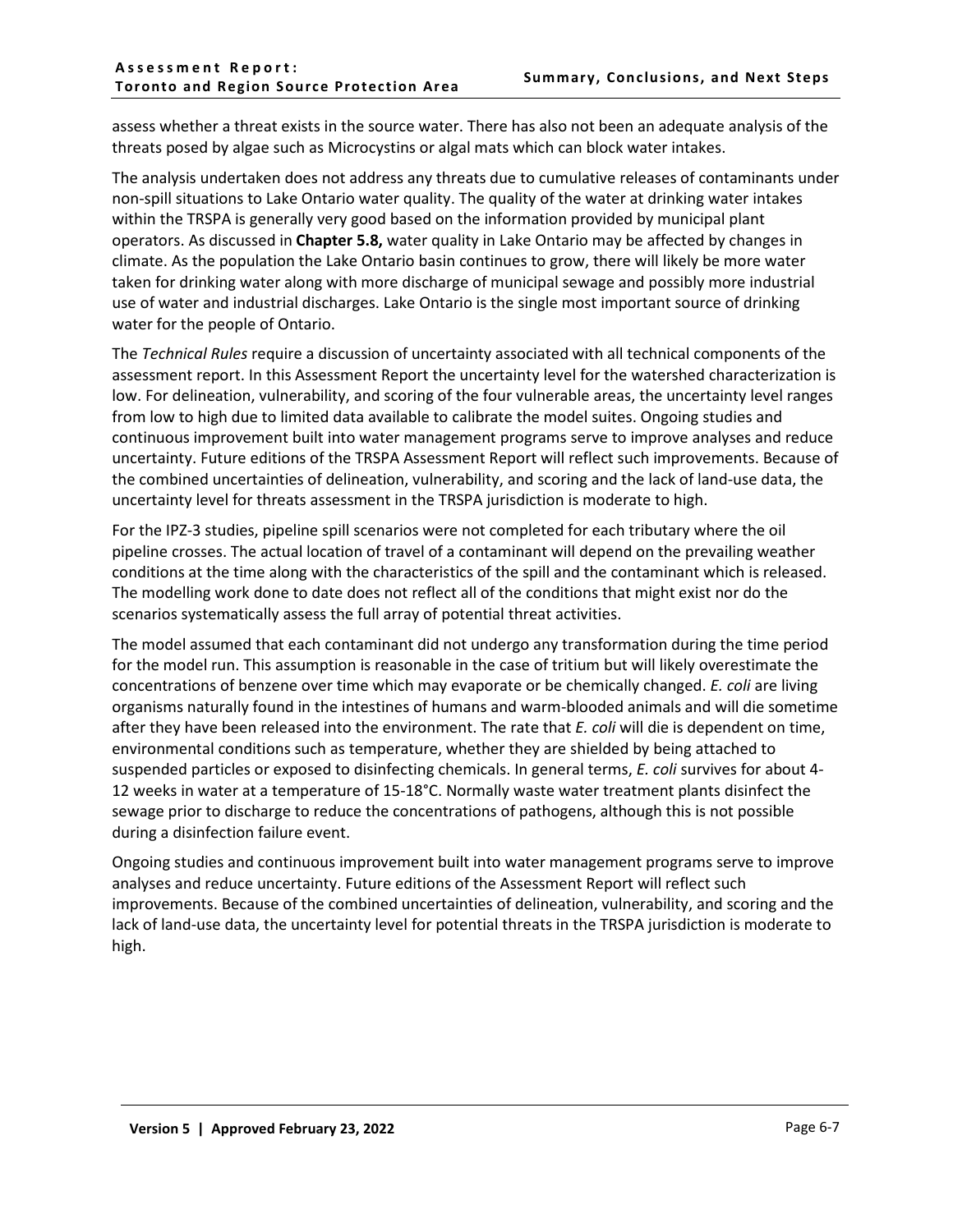assess whether a threat exists in the source water. There has also not been an adequate analysis of the threats posed by algae such as Microcystins or algal mats which can block water intakes.

The analysis undertaken does not address any threats due to cumulative releases of contaminants under non-spill situations to Lake Ontario water quality. The quality of the water at drinking water intakes within the TRSPA is generally very good based on the information provided by municipal plant operators. As discussed in **Chapter 5.8,** water quality in Lake Ontario may be affected by changes in climate. As the population the Lake Ontario basin continues to grow, there will likely be more water taken for drinking water along with more discharge of municipal sewage and possibly more industrial use of water and industrial discharges. Lake Ontario is the single most important source of drinking water for the people of Ontario.

The *Technical Rules* require a discussion of uncertainty associated with all technical components of the assessment report. In this Assessment Report the uncertainty level for the watershed characterization is low. For delineation, vulnerability, and scoring of the four vulnerable areas, the uncertainty level ranges from low to high due to limited data available to calibrate the model suites. Ongoing studies and continuous improvement built into water management programs serve to improve analyses and reduce uncertainty. Future editions of the TRSPA Assessment Report will reflect such improvements. Because of the combined uncertainties of delineation, vulnerability, and scoring and the lack of land-use data, the uncertainty level for threats assessment in the TRSPA jurisdiction is moderate to high.

For the IPZ-3 studies, pipeline spill scenarios were not completed for each tributary where the oil pipeline crosses. The actual location of travel of a contaminant will depend on the prevailing weather conditions at the time along with the characteristics of the spill and the contaminant which is released. The modelling work done to date does not reflect all of the conditions that might exist nor do the scenarios systematically assess the full array of potential threat activities.

The model assumed that each contaminant did not undergo any transformation during the time period for the model run. This assumption is reasonable in the case of tritium but will likely overestimate the concentrations of benzene over time which may evaporate or be chemically changed. *E. coli* are living organisms naturally found in the intestines of humans and warm-blooded animals and will die sometime after they have been released into the environment. The rate that *E. coli* will die is dependent on time, environmental conditions such as temperature, whether they are shielded by being attached to suspended particles or exposed to disinfecting chemicals. In general terms, *E. coli* survives for about 4-12 weeks in water at a temperature of 15-18°C. Normally waste water treatment plants disinfect the sewage prior to discharge to reduce the concentrations of pathogens, although this is not possible during a disinfection failure event.

Ongoing studies and continuous improvement built into water management programs serve to improve analyses and reduce uncertainty. Future editions of the Assessment Report will reflect such improvements. Because of the combined uncertainties of delineation, vulnerability, and scoring and the lack of land-use data, the uncertainty level for potential threats in the TRSPA jurisdiction is moderate to high.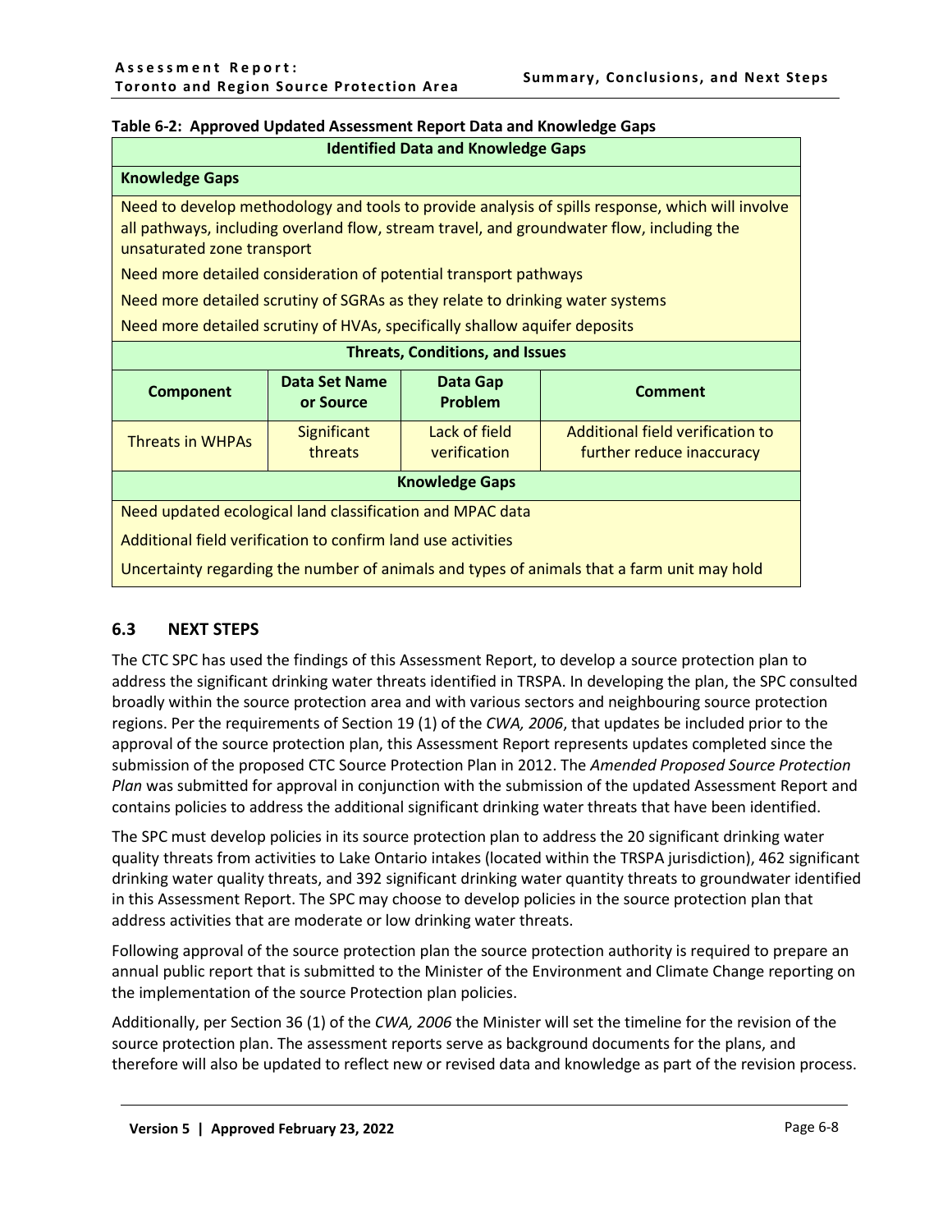**Table 6-2: Approved Updated Assessment Report Data and Knowledge Gaps**

| Identified Data and Knowledge Gaps | | | |
|---|---|---|---|
| **Knowledge Gaps** | | | |
| Need to develop methodology and tools to provide analysis of spills response, which will involve all pathways, including overland flow, stream travel, and groundwater flow, including the unsaturated zone transport | | | |
| Need more detailed consideration of potential transport pathways | | | |
| Need more detailed scrutiny of SGRAs as they relate to drinking water systems | | | |
| Need more detailed scrutiny of HVAs, specifically shallow aquifer deposits | | | |
| **Threats, Conditions, and Issues** | | | |
| **Component** | **Data Set Name or Source** | **Data Gap Problem** | **Comment** |
| Threats in WHPAs | Significant threats | Lack of field verification | Additional field verification to further reduce inaccuracy |
| **Knowledge Gaps** | | | |
| Need updated ecological land classification and MPAC data | | | |
| Additional field verification to confirm land use activities | | | |
| Uncertainty regarding the number of animals and types of animals that a farm unit may hold | | | |

## 6.3 NEXT STEPS

The CTC SPC has used the findings of this Assessment Report, to develop a source protection plan to address the significant drinking water threats identified in TRSPA. In developing the plan, the SPC consulted broadly within the source protection area and with various sectors and neighbouring source protection regions. Per the requirements of Section 19 (1) of the *CWA, 2006*, that updates be included prior to the approval of the source protection plan, this Assessment Report represents updates completed since the submission of the proposed CTC Source Protection Plan in 2012. The *Amended Proposed Source Protection Plan* was submitted for approval in conjunction with the submission of the updated Assessment Report and contains policies to address the additional significant drinking water threats that have been identified.

The SPC must develop policies in its source protection plan to address the 20 significant drinking water quality threats from activities to Lake Ontario intakes (located within the TRSPA jurisdiction), 462 significant drinking water quality threats, and 392 significant drinking water quantity threats to groundwater identified in this Assessment Report. The SPC may choose to develop policies in the source protection plan that address activities that are moderate or low drinking water threats.

Following approval of the source protection plan the source protection authority is required to prepare an annual public report that is submitted to the Minister of the Environment and Climate Change reporting on the implementation of the source Protection plan policies.

Additionally, per Section 36 (1) of the *CWA, 2006* the Minister will set the timeline for the revision of the source protection plan. The assessment reports serve as background documents for the plans, and therefore will also be updated to reflect new or revised data and knowledge as part of the revision process.